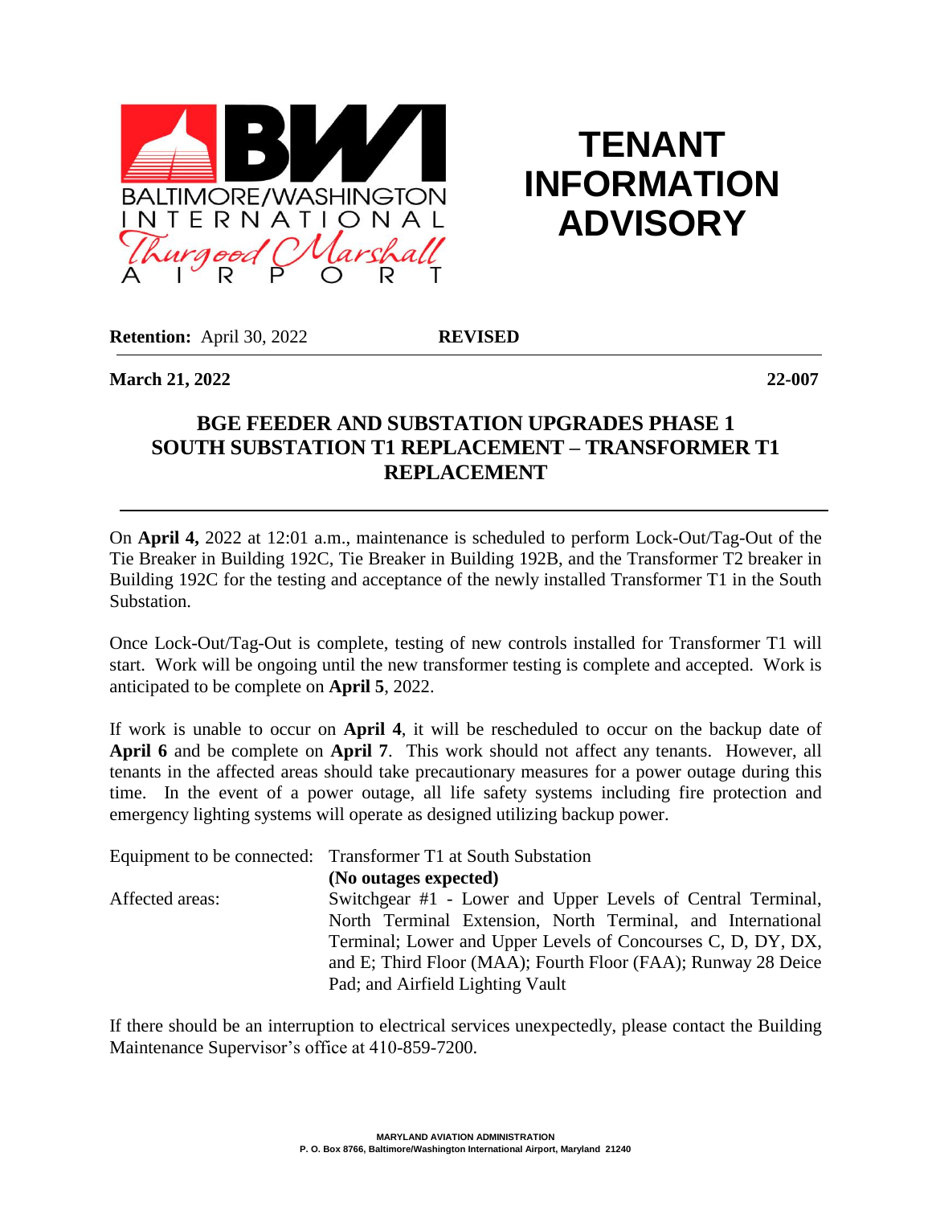BALTIMORE/WASHINGTON INTERNATIONAL Thurgood Marshall AIRPORT

# TENANT INFORMATION ADVISORY

**Retention:** April 30, 2022 **REVISED**

**March 21, 2022** **22-007**

## BGE FEEDER AND SUBSTATION UPGRADES PHASE 1 SOUTH SUBSTATION T1 REPLACEMENT – TRANSFORMER T1 REPLACEMENT

On **April 4,** 2022 at 12:01 a.m., maintenance is scheduled to perform Lock-Out/Tag-Out of the Tie Breaker in Building 192C, Tie Breaker in Building 192B, and the Transformer T2 breaker in Building 192C for the testing and acceptance of the newly installed Transformer T1 in the South Substation.

Once Lock-Out/Tag-Out is complete, testing of new controls installed for Transformer T1 will start. Work will be ongoing until the new transformer testing is complete and accepted. Work is anticipated to be complete on **April 5**, 2022.

If work is unable to occur on **April 4**, it will be rescheduled to occur on the backup date of **April 6** and be complete on **April 7**. This work should not affect any tenants. However, all tenants in the affected areas should take precautionary measures for a power outage during this time. In the event of a power outage, all life safety systems including fire protection and emergency lighting systems will operate as designed utilizing backup power.

Equipment to be connected: Transformer T1 at South Substation
**(No outages expected)**

Affected areas: Switchgear #1 - Lower and Upper Levels of Central Terminal, North Terminal Extension, North Terminal, and International Terminal; Lower and Upper Levels of Concourses C, D, DY, DX, and E; Third Floor (MAA); Fourth Floor (FAA); Runway 28 Deice Pad; and Airfield Lighting Vault

If there should be an interruption to electrical services unexpectedly, please contact the Building Maintenance Supervisor's office at 410-859-7200.

**MARYLAND AVIATION ADMINISTRATION**
**P. O. Box 8766, Baltimore/Washington International Airport, Maryland 21240**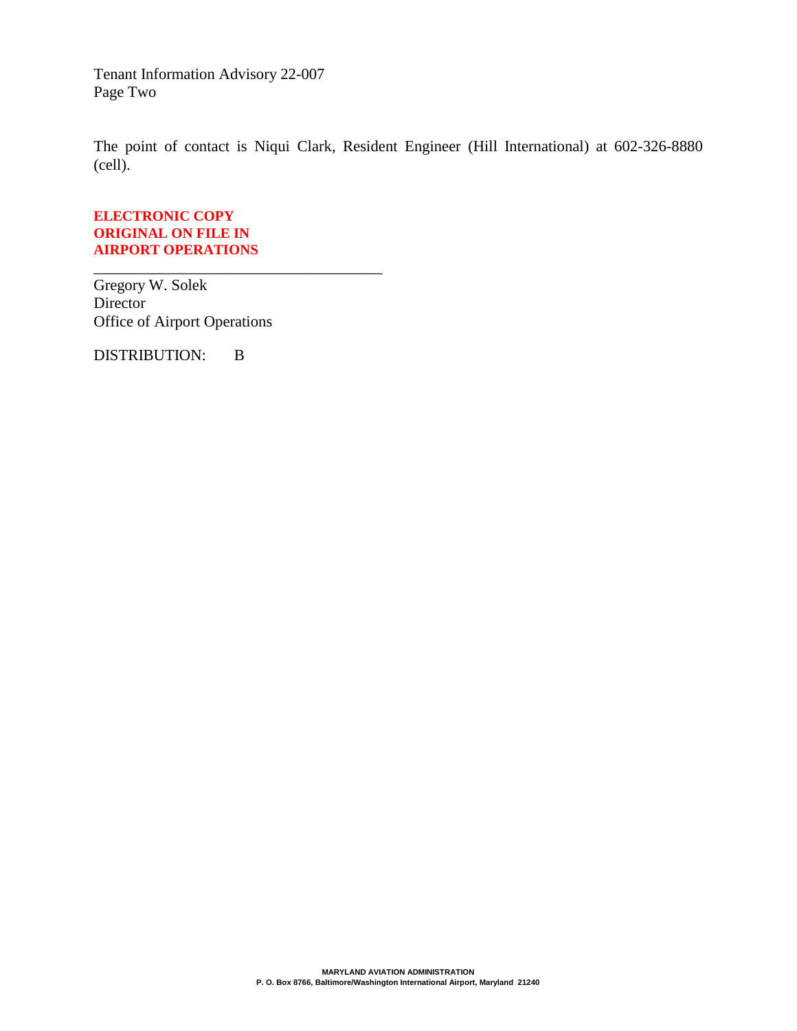The point of contact is Niqui Clark, Resident Engineer (Hill International) at 602-326-8880 (cell).

**ELECTRONIC COPY**
**ORIGINAL ON FILE IN**
**AIRPORT OPERATIONS**

\_\_\_\_\_\_\_\_\_\_\_\_\_\_\_\_\_\_\_\_\_\_\_\_\_\_\_\_\_\_\_\_\_\_\_\_\_\_

Gregory W. Solek
Director
Office of Airport Operations

DISTRIBUTION: B